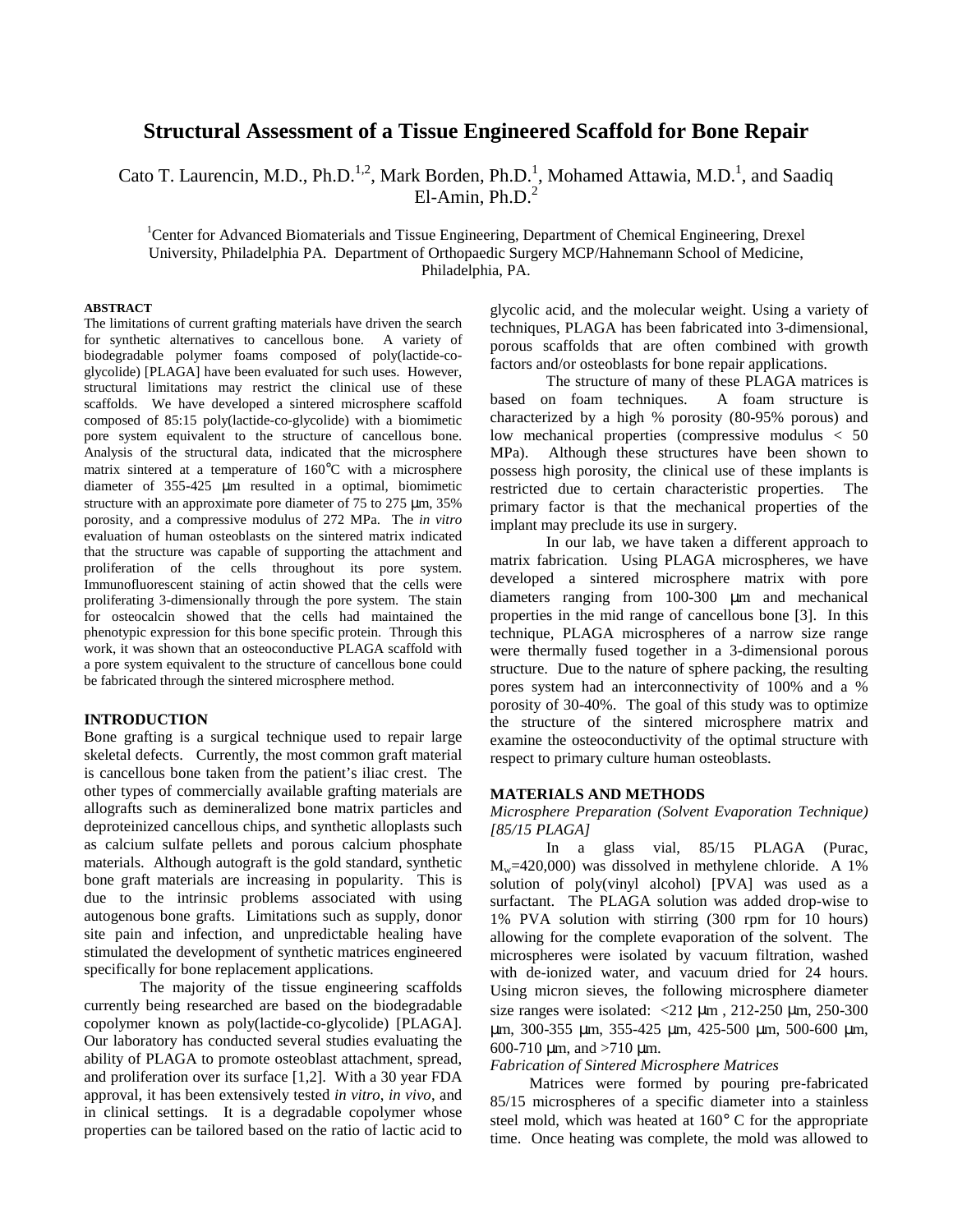# Structural Assessment of a Tissue Engineered Scaffold for Bone Repair

Cato T. Laurencin, M.D., Ph.D.[1,2], Mark Borden, Ph.D.[1], Mohamed Attawia, M.D.[1], and Saadiq El-Amin, Ph.D.[2]

[1]Center for Advanced Biomaterials and Tissue Engineering, Department of Chemical Engineering, Drexel University, Philadelphia PA. Department of Orthopaedic Surgery MCP/Hahnemann School of Medicine, Philadelphia, PA.

### ABSTRACT

The limitations of current grafting materials have driven the search for synthetic alternatives to cancellous bone. A variety of biodegradable polymer foams composed of poly(lactide-co-glycolide) [PLAGA] have been evaluated for such uses. However, structural limitations may restrict the clinical use of these scaffolds. We have developed a sintered microsphere scaffold composed of 85:15 poly(lactide-co-glycolide) with a biomimetic pore system equivalent to the structure of cancellous bone. Analysis of the structural data, indicated that the microsphere matrix sintered at a temperature of 160°C with a microsphere diameter of 355-425 μm resulted in a optimal, biomimetic structure with an approximate pore diameter of 75 to 275 μm, 35% porosity, and a compressive modulus of 272 MPa. The *in vitro* evaluation of human osteoblasts on the sintered matrix indicated that the structure was capable of supporting the attachment and proliferation of the cells throughout its pore system. Immunofluorescent staining of actin showed that the cells were proliferating 3-dimensionally through the pore system. The stain for osteocalcin showed that the cells had maintained the phenotypic expression for this bone specific protein. Through this work, it was shown that an osteoconductive PLAGA scaffold with a pore system equivalent to the structure of cancellous bone could be fabricated through the sintered microsphere method.

### INTRODUCTION

Bone grafting is a surgical technique used to repair large skeletal defects. Currently, the most common graft material is cancellous bone taken from the patient's iliac crest. The other types of commercially available grafting materials are allografts such as demineralized bone matrix particles and deproteinized cancellous chips, and synthetic alloplasts such as calcium sulfate pellets and porous calcium phosphate materials. Although autograft is the gold standard, synthetic bone graft materials are increasing in popularity. This is due to the intrinsic problems associated with using autogenous bone grafts. Limitations such as supply, donor site pain and infection, and unpredictable healing have stimulated the development of synthetic matrices engineered specifically for bone replacement applications.

The majority of the tissue engineering scaffolds currently being researched are based on the biodegradable copolymer known as poly(lactide-co-glycolide) [PLAGA]. Our laboratory has conducted several studies evaluating the ability of PLAGA to promote osteoblast attachment, spread, and proliferation over its surface [1,2]. With a 30 year FDA approval, it has been extensively tested *in vitro*, *in vivo*, and in clinical settings. It is a degradable copolymer whose properties can be tailored based on the ratio of lactic acid to glycolic acid, and the molecular weight. Using a variety of techniques, PLAGA has been fabricated into 3-dimensional, porous scaffolds that are often combined with growth factors and/or osteoblasts for bone repair applications.

The structure of many of these PLAGA matrices is based on foam techniques. A foam structure is characterized by a high % porosity (80-95% porous) and low mechanical properties (compressive modulus < 50 MPa). Although these structures have been shown to possess high porosity, the clinical use of these implants is restricted due to certain characteristic properties. The primary factor is that the mechanical properties of the implant may preclude its use in surgery.

In our lab, we have taken a different approach to matrix fabrication. Using PLAGA microspheres, we have developed a sintered microsphere matrix with pore diameters ranging from 100-300 μm and mechanical properties in the mid range of cancellous bone [3]. In this technique, PLAGA microspheres of a narrow size range were thermally fused together in a 3-dimensional porous structure. Due to the nature of sphere packing, the resulting pores system had an interconnectivity of 100% and a % porosity of 30-40%. The goal of this study was to optimize the structure of the sintered microsphere matrix and examine the osteoconductivity of the optimal structure with respect to primary culture human osteoblasts.

### MATERIALS AND METHODS

*Microsphere Preparation (Solvent Evaporation Technique) [85/15 PLAGA]*

In a glass vial, 85/15 PLAGA (Purac, $M_w$=420,000) was dissolved in methylene chloride. A 1% solution of poly(vinyl alcohol) [PVA] was used as a surfactant. The PLAGA solution was added drop-wise to 1% PVA solution with stirring (300 rpm for 10 hours) allowing for the complete evaporation of the solvent. The microspheres were isolated by vacuum filtration, washed with de-ionized water, and vacuum dried for 24 hours. Using micron sieves, the following microsphere diameter size ranges were isolated: <212 μm , 212-250 μm, 250-300 μm, 300-355 μm, 355-425 μm, 425-500 μm, 500-600 μm, 600-710 μm, and >710 μm.

*Fabrication of Sintered Microsphere Matrices*

Matrices were formed by pouring pre-fabricated 85/15 microspheres of a specific diameter into a stainless steel mold, which was heated at 160° C for the appropriate time. Once heating was complete, the mold was allowed to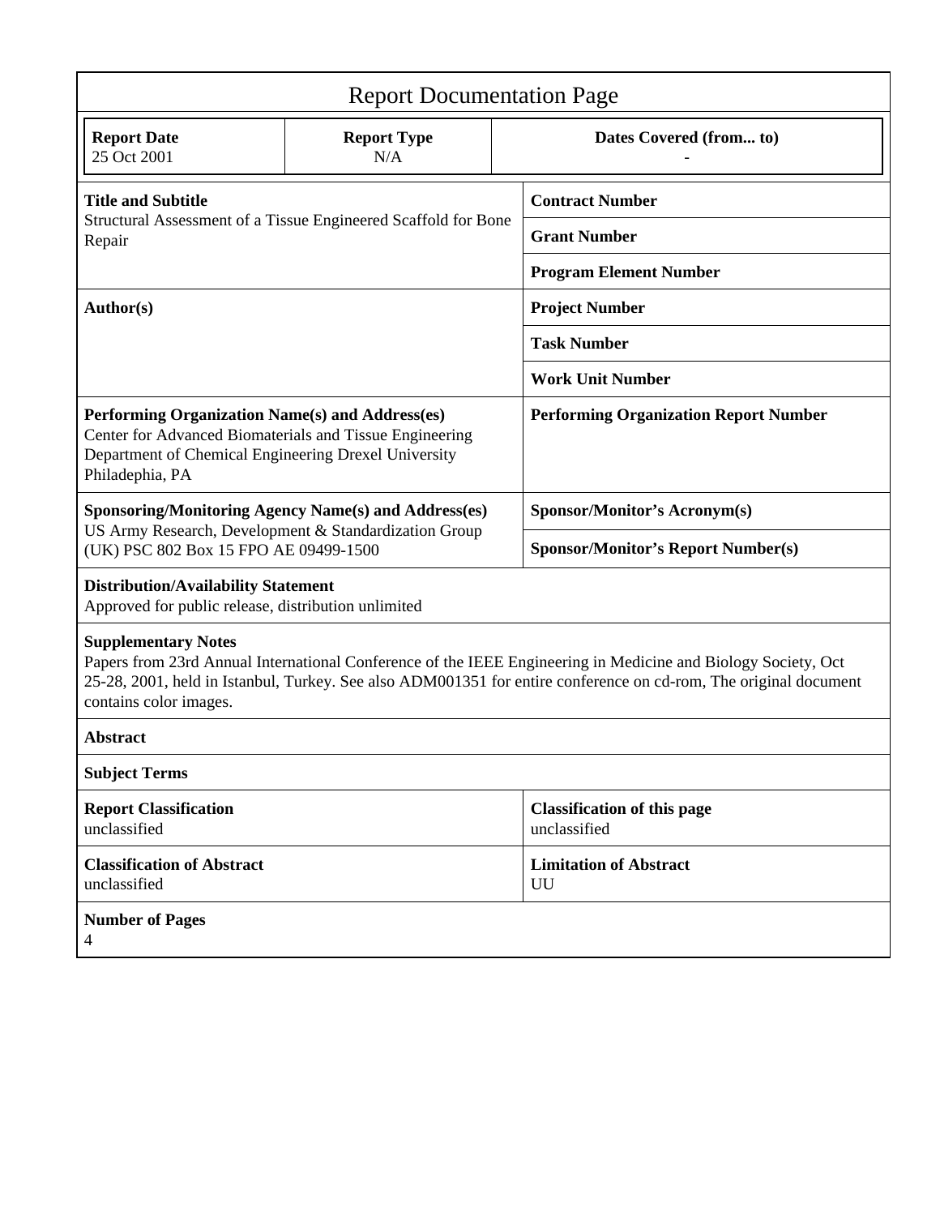# Report Documentation Page

| Report Date | Report Type | Dates Covered (from... to) |
|---|---|---|
| 25 Oct 2001 | N/A | - |

| | |
|---|---|
| **Title and Subtitle**<br>Structural Assessment of a Tissue Engineered Scaffold for Bone Repair | **Contract Number** |
| | **Grant Number** |
| | **Program Element Number** |
| **Author(s)** | **Project Number** |
| | **Task Number** |
| | **Work Unit Number** |
| **Performing Organization Name(s) and Address(es)**<br>Center for Advanced Biomaterials and Tissue Engineering Department of Chemical Engineering Drexel University Philadephia, PA | **Performing Organization Report Number** |
| **Sponsoring/Monitoring Agency Name(s) and Address(es)**<br>US Army Research, Development & Standardization Group (UK) PSC 802 Box 15 FPO AE 09499-1500 | **Sponsor/Monitor's Acronym(s)** |
| | **Sponsor/Monitor's Report Number(s)** |

**Distribution/Availability Statement**
Approved for public release, distribution unlimited

**Supplementary Notes**
Papers from 23rd Annual International Conference of the IEEE Engineering in Medicine and Biology Society, Oct 25-28, 2001, held in Istanbul, Turkey. See also ADM001351 for entire conference on cd-rom, The original document contains color images.

**Abstract**

**Subject Terms**

| | |
|---|---|
| **Report Classification**<br>unclassified | **Classification of this page**<br>unclassified |
| **Classification of Abstract**<br>unclassified | **Limitation of Abstract**<br>UU |

**Number of Pages**
4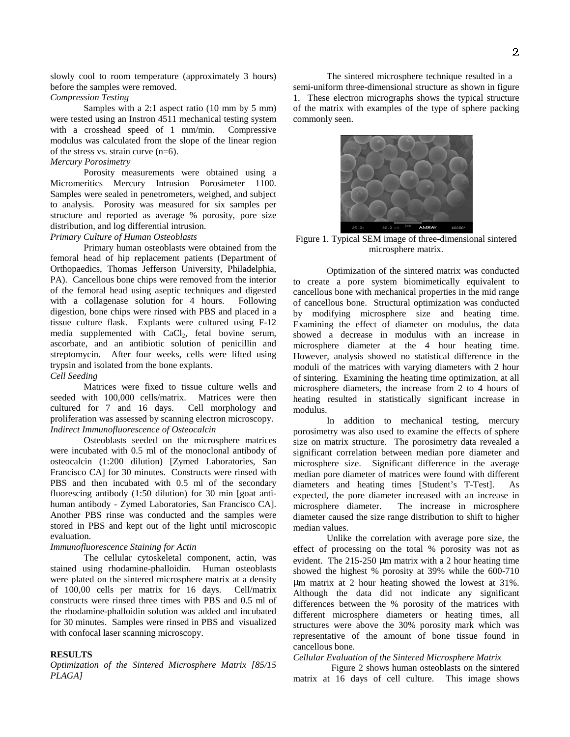slowly cool to room temperature (approximately 3 hours) before the samples were removed.

*Compression Testing*

Samples with a 2:1 aspect ratio (10 mm by 5 mm) were tested using an Instron 4511 mechanical testing system with a crosshead speed of 1 mm/min. Compressive modulus was calculated from the slope of the linear region of the stress vs. strain curve (n=6).

*Mercury Porosimetry*

Porosity measurements were obtained using a Micromeritics Mercury Intrusion Porosimeter 1100. Samples were sealed in penetrometers, weighed, and subject to analysis. Porosity was measured for six samples per structure and reported as average % porosity, pore size distribution, and log differential intrusion.

*Primary Culture of Human Osteoblasts*

Primary human osteoblasts were obtained from the femoral head of hip replacement patients (Department of Orthopaedics, Thomas Jefferson University, Philadelphia, PA). Cancellous bone chips were removed from the interior of the femoral head using aseptic techniques and digested with a collagenase solution for 4 hours. Following digestion, bone chips were rinsed with PBS and placed in a tissue culture flask. Explants were cultured using F-12 media supplemented with $CaCl_2$, fetal bovine serum, ascorbate, and an antibiotic solution of penicillin and streptomycin. After four weeks, cells were lifted using trypsin and isolated from the bone explants.

*Cell Seeding*

Matrices were fixed to tissue culture wells and seeded with 100,000 cells/matrix. Matrices were then cultured for 7 and 16 days. Cell morphology and proliferation was assessed by scanning electron microscopy.

*Indirect Immunofluorescence of Osteocalcin*

Osteoblasts seeded on the microsphere matrices were incubated with 0.5 ml of the monoclonal antibody of osteocalcin (1:200 dilution) [Zymed Laboratories, San Francisco CA] for 30 minutes. Constructs were rinsed with PBS and then incubated with 0.5 ml of the secondary fluorescing antibody (1:50 dilution) for 30 min [goat anti-human antibody - Zymed Laboratories, San Francisco CA]. Another PBS rinse was conducted and the samples were stored in PBS and kept out of the light until microscopic evaluation.

*Immunofluorescence Staining for Actin*

The cellular cytoskeletal component, actin, was stained using rhodamine-phalloidin. Human osteoblasts were plated on the sintered microsphere matrix at a density of 100,00 cells per matrix for 16 days. Cell/matrix constructs were rinsed three times with PBS and 0.5 ml of the rhodamine-phalloidin solution was added and incubated for 30 minutes. Samples were rinsed in PBS and visualized with confocal laser scanning microscopy.

## RESULTS

*Optimization of the Sintered Microsphere Matrix [85/15 PLAGA]*

The sintered microsphere technique resulted in a semi-uniform three-dimensional structure as shown in figure 1. These electron micrographs shows the typical structure of the matrix with examples of the type of sphere packing commonly seen.

Figure 1. Typical SEM image of three-dimensional sintered microsphere matrix.

Optimization of the sintered matrix was conducted to create a pore system biomimetically equivalent to cancellous bone with mechanical properties in the mid range of cancellous bone. Structural optimization was conducted by modifying microsphere size and heating time. Examining the effect of diameter on modulus, the data showed a decrease in modulus with an increase in microsphere diameter at the 4 hour heating time. However, analysis showed no statistical difference in the moduli of the matrices with varying diameters with 2 hour of sintering. Examining the heating time optimization, at all microsphere diameters, the increase from 2 to 4 hours of heating resulted in statistically significant increase in modulus.

In addition to mechanical testing, mercury porosimetry was also used to examine the effects of sphere size on matrix structure. The porosimetry data revealed a significant correlation between median pore diameter and microsphere size. Significant difference in the average median pore diameter of matrices were found with different diameters and heating times [Student's T-Test]. As expected, the pore diameter increased with an increase in microsphere diameter. The increase in microsphere diameter caused the size range distribution to shift to higher median values.

Unlike the correlation with average pore size, the effect of processing on the total % porosity was not as evident. The 215-250 μm matrix with a 2 hour heating time showed the highest % porosity at 39% while the 600-710 μm matrix at 2 hour heating showed the lowest at 31%. Although the data did not indicate any significant differences between the % porosity of the matrices with different microsphere diameters or heating times, all structures were above the 30% porosity mark which was representative of the amount of bone tissue found in cancellous bone.

*Cellular Evaluation of the Sintered Microsphere Matrix*

Figure 2 shows human osteoblasts on the sintered matrix at 16 days of cell culture. This image shows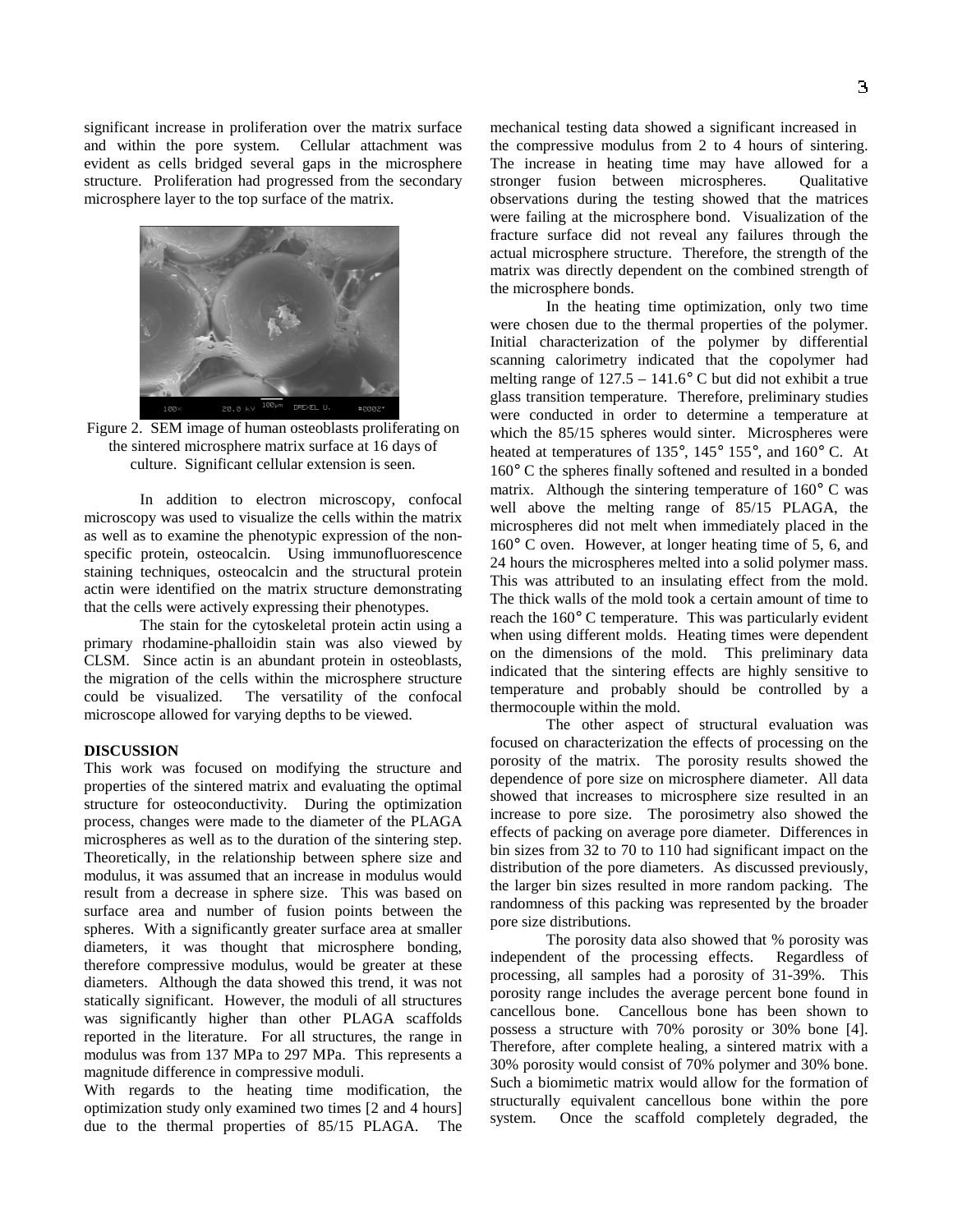significant increase in proliferation over the matrix surface and within the pore system. Cellular attachment was evident as cells bridged several gaps in the microsphere structure. Proliferation had progressed from the secondary microsphere layer to the top surface of the matrix.

Figure 2. SEM image of human osteoblasts proliferating on the sintered microsphere matrix surface at 16 days of culture. Significant cellular extension is seen.

In addition to electron microscopy, confocal microscopy was used to visualize the cells within the matrix as well as to examine the phenotypic expression of the non-specific protein, osteocalcin. Using immunofluorescence staining techniques, osteocalcin and the structural protein actin were identified on the matrix structure demonstrating that the cells were actively expressing their phenotypes.

The stain for the cytoskeletal protein actin using a primary rhodamine-phalloidin stain was also viewed by CLSM. Since actin is an abundant protein in osteoblasts, the migration of the cells within the microsphere structure could be visualized. The versatility of the confocal microscope allowed for varying depths to be viewed.

**DISCUSSION**

This work was focused on modifying the structure and properties of the sintered matrix and evaluating the optimal structure for osteoconductivity. During the optimization process, changes were made to the diameter of the PLAGA microspheres as well as to the duration of the sintering step. Theoretically, in the relationship between sphere size and modulus, it was assumed that an increase in modulus would result from a decrease in sphere size. This was based on surface area and number of fusion points between the spheres. With a significantly greater surface area at smaller diameters, it was thought that microsphere bonding, therefore compressive modulus, would be greater at these diameters. Although the data showed this trend, it was not statically significant. However, the moduli of all structures was significantly higher than other PLAGA scaffolds reported in the literature. For all structures, the range in modulus was from 137 MPa to 297 MPa. This represents a magnitude difference in compressive moduli.

With regards to the heating time modification, the optimization study only examined two times [2 and 4 hours] due to the thermal properties of 85/15 PLAGA. The mechanical testing data showed a significant increased in the compressive modulus from 2 to 4 hours of sintering. The increase in heating time may have allowed for a stronger fusion between microspheres. Qualitative observations during the testing showed that the matrices were failing at the microsphere bond. Visualization of the fracture surface did not reveal any failures through the actual microsphere structure. Therefore, the strength of the matrix was directly dependent on the combined strength of the microsphere bonds.

In the heating time optimization, only two time were chosen due to the thermal properties of the polymer. Initial characterization of the polymer by differential scanning calorimetry indicated that the copolymer had melting range of 127.5 – 141.6° C but did not exhibit a true glass transition temperature. Therefore, preliminary studies were conducted in order to determine a temperature at which the 85/15 spheres would sinter. Microspheres were heated at temperatures of 135°, 145° 155°, and 160° C. At 160° C the spheres finally softened and resulted in a bonded matrix. Although the sintering temperature of 160° C was well above the melting range of 85/15 PLAGA, the microspheres did not melt when immediately placed in the 160° C oven. However, at longer heating time of 5, 6, and 24 hours the microspheres melted into a solid polymer mass. This was attributed to an insulating effect from the mold. The thick walls of the mold took a certain amount of time to reach the 160° C temperature. This was particularly evident when using different molds. Heating times were dependent on the dimensions of the mold. This preliminary data indicated that the sintering effects are highly sensitive to temperature and probably should be controlled by a thermocouple within the mold.

The other aspect of structural evaluation was focused on characterization the effects of processing on the porosity of the matrix. The porosity results showed the dependence of pore size on microsphere diameter. All data showed that increases to microsphere size resulted in an increase to pore size. The porosimetry also showed the effects of packing on average pore diameter. Differences in bin sizes from 32 to 70 to 110 had significant impact on the distribution of the pore diameters. As discussed previously, the larger bin sizes resulted in more random packing. The randomness of this packing was represented by the broader pore size distributions.

The porosity data also showed that % porosity was independent of the processing effects. Regardless of processing, all samples had a porosity of 31-39%. This porosity range includes the average percent bone found in cancellous bone. Cancellous bone has been shown to possess a structure with 70% porosity or 30% bone [4]. Therefore, after complete healing, a sintered matrix with a 30% porosity would consist of 70% polymer and 30% bone. Such a biomimetic matrix would allow for the formation of structurally equivalent cancellous bone within the pore system. Once the scaffold completely degraded, the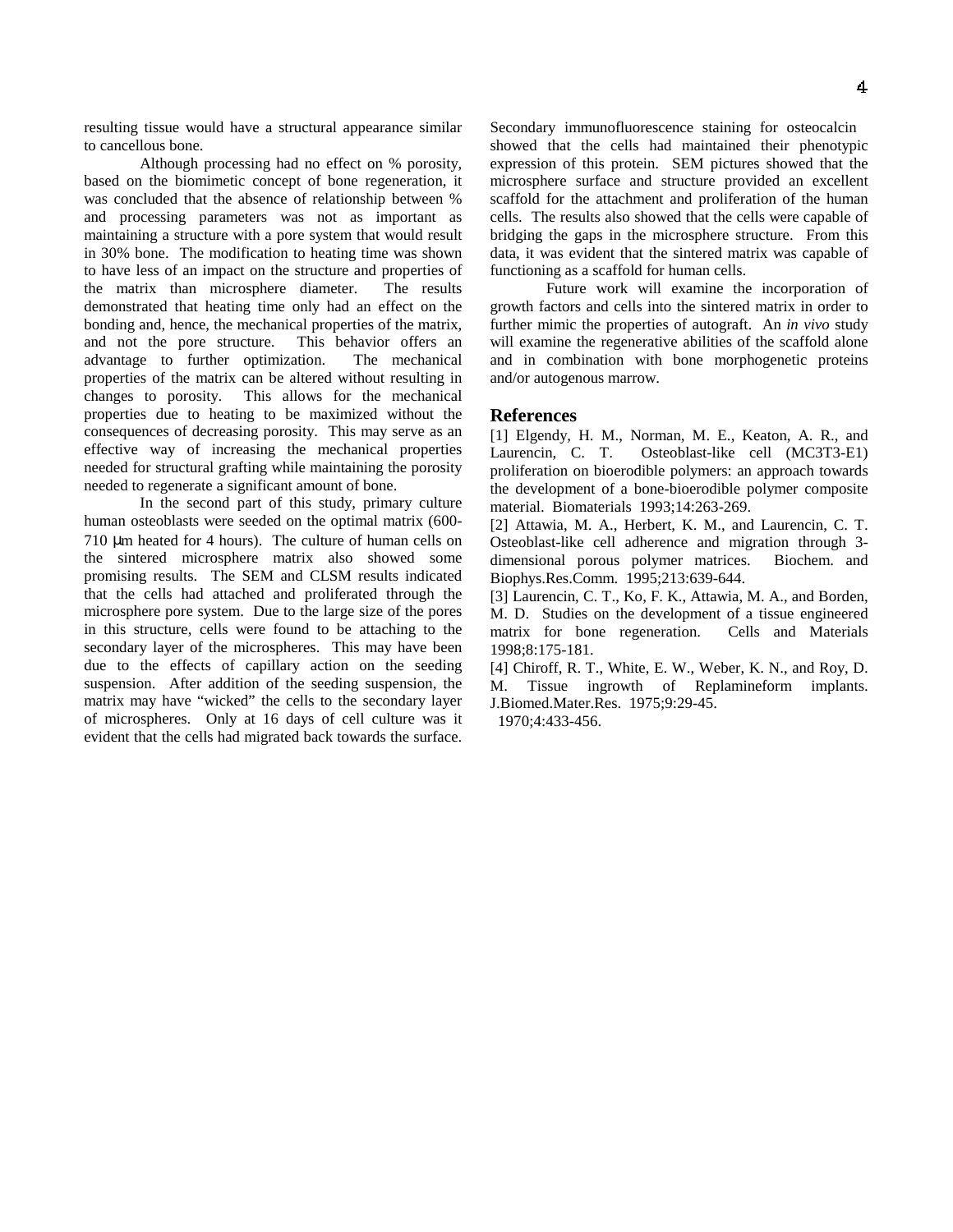resulting tissue would have a structural appearance similar to cancellous bone.

Although processing had no effect on % porosity, based on the biomimetic concept of bone regeneration, it was concluded that the absence of relationship between % and processing parameters was not as important as maintaining a structure with a pore system that would result in 30% bone. The modification to heating time was shown to have less of an impact on the structure and properties of the matrix than microsphere diameter. The results demonstrated that heating time only had an effect on the bonding and, hence, the mechanical properties of the matrix, and not the pore structure. This behavior offers an advantage to further optimization. The mechanical properties of the matrix can be altered without resulting in changes to porosity. This allows for the mechanical properties due to heating to be maximized without the consequences of decreasing porosity. This may serve as an effective way of increasing the mechanical properties needed for structural grafting while maintaining the porosity needed to regenerate a significant amount of bone.

In the second part of this study, primary culture human osteoblasts were seeded on the optimal matrix (600-710 μm heated for 4 hours). The culture of human cells on the sintered microsphere matrix also showed some promising results. The SEM and CLSM results indicated that the cells had attached and proliferated through the microsphere pore system. Due to the large size of the pores in this structure, cells were found to be attaching to the secondary layer of the microspheres. This may have been due to the effects of capillary action on the seeding suspension. After addition of the seeding suspension, the matrix may have "wicked" the cells to the secondary layer of microspheres. Only at 16 days of cell culture was it evident that the cells had migrated back towards the surface. Secondary immunofluorescence staining for osteocalcin showed that the cells had maintained their phenotypic expression of this protein. SEM pictures showed that the microsphere surface and structure provided an excellent scaffold for the attachment and proliferation of the human cells. The results also showed that the cells were capable of bridging the gaps in the microsphere structure. From this data, it was evident that the sintered matrix was capable of functioning as a scaffold for human cells.

Future work will examine the incorporation of growth factors and cells into the sintered matrix in order to further mimic the properties of autograft. An *in vivo* study will examine the regenerative abilities of the scaffold alone and in combination with bone morphogenetic proteins and/or autogenous marrow.

## References

[1] Elgendy, H. M., Norman, M. E., Keaton, A. R., and Laurencin, C. T. Osteoblast-like cell (MC3T3-E1) proliferation on bioerodible polymers: an approach towards the development of a bone-bioerodible polymer composite material. Biomaterials 1993;14:263-269.

[2] Attawia, M. A., Herbert, K. M., and Laurencin, C. T. Osteoblast-like cell adherence and migration through 3-dimensional porous polymer matrices. Biochem. and Biophys.Res.Comm. 1995;213:639-644.

[3] Laurencin, C. T., Ko, F. K., Attawia, M. A., and Borden, M. D. Studies on the development of a tissue engineered matrix for bone regeneration. Cells and Materials 1998;8:175-181.

[4] Chiroff, R. T., White, E. W., Weber, K. N., and Roy, D. M. Tissue ingrowth of Replamineform implants. J.Biomed.Mater.Res. 1975;9:29-45.
1970;4:433-456.